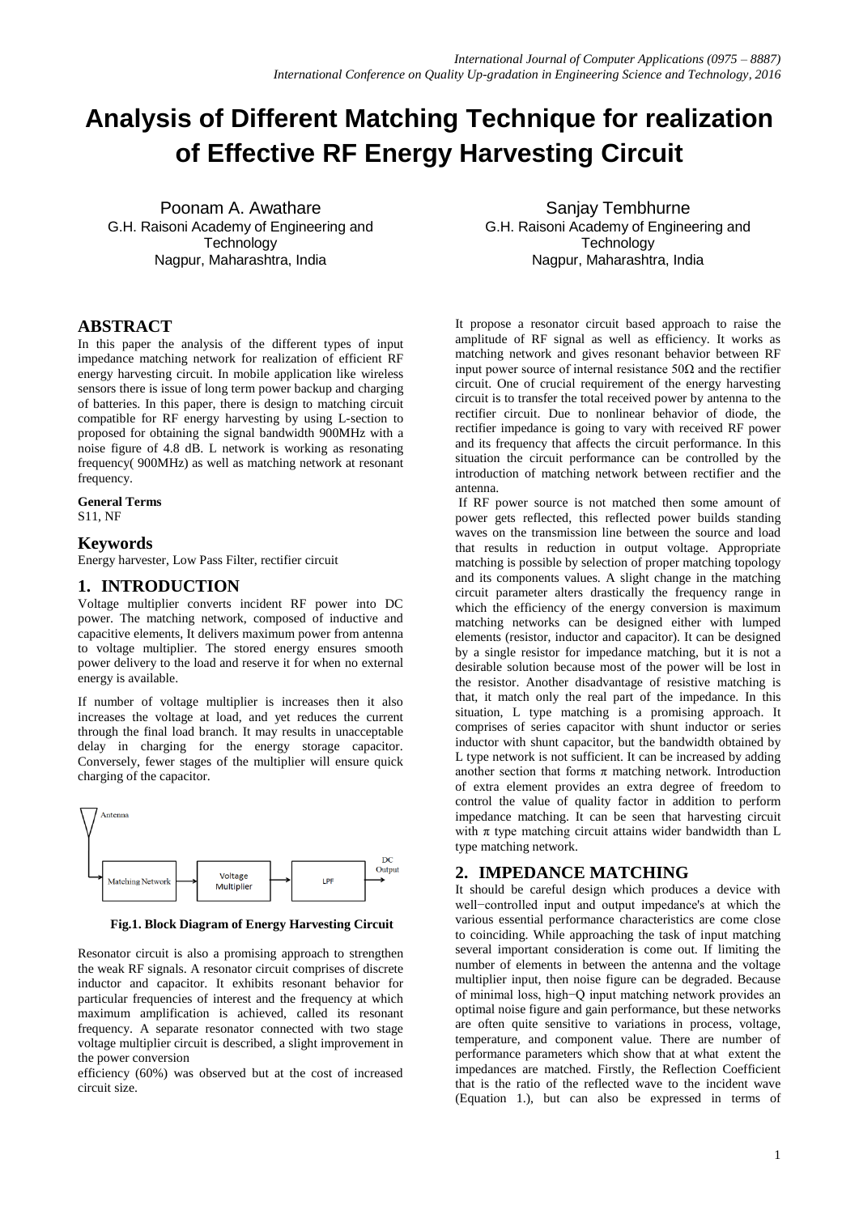# Analysis of Different Matching Technique for realization of Effective RF Energy Harvesting Circuit

Poonam A. Awathare
G.H. Raisoni Academy of Engineering and Technology
Nagpur, Maharashtra, India

Sanjay Tembhurne
G.H. Raisoni Academy of Engineering and Technology
Nagpur, Maharashtra, India

## ABSTRACT

In this paper the analysis of the different types of input impedance matching network for realization of efficient RF energy harvesting circuit. In mobile application like wireless sensors there is issue of long term power backup and charging of batteries. In this paper, there is design to matching circuit compatible for RF energy harvesting by using L-section to proposed for obtaining the signal bandwidth 900MHz with a noise figure of 4.8 dB. L network is working as resonating frequency( 900MHz) as well as matching network at resonant frequency.

**General Terms**

S11, NF

## Keywords

Energy harvester, Low Pass Filter, rectifier circuit

## 1. INTRODUCTION

Voltage multiplier converts incident RF power into DC power. The matching network, composed of inductive and capacitive elements, It delivers maximum power from antenna to voltage multiplier. The stored energy ensures smooth power delivery to the load and reserve it for when no external energy is available.

If number of voltage multiplier is increases then it also increases the voltage at load, and yet reduces the current through the final load branch. It may results in unacceptable delay in charging for the energy storage capacitor. Conversely, fewer stages of the multiplier will ensure quick charging of the capacitor.

Antenna → Matching Network → Voltage Multiplier → LPF → DC Output

**Fig.1. Block Diagram of Energy Harvesting Circuit**

Resonator circuit is also a promising approach to strengthen the weak RF signals. A resonator circuit comprises of discrete inductor and capacitor. It exhibits resonant behavior for particular frequencies of interest and the frequency at which maximum amplification is achieved, called its resonant frequency. A separate resonator connected with two stage voltage multiplier circuit is described, a slight improvement in the power conversion efficiency (60%) was observed but at the cost of increased circuit size.

It propose a resonator circuit based approach to raise the amplitude of RF signal as well as efficiency. It works as matching network and gives resonant behavior between RF input power source of internal resistance 50Ω and the rectifier circuit. One of crucial requirement of the energy harvesting circuit is to transfer the total received power by antenna to the rectifier circuit. Due to nonlinear behavior of diode, the rectifier impedance is going to vary with received RF power and its frequency that affects the circuit performance. In this situation the circuit performance can be controlled by the introduction of matching network between rectifier and the antenna.

If RF power source is not matched then some amount of power gets reflected, this reflected power builds standing waves on the transmission line between the source and load that results in reduction in output voltage. Appropriate matching is possible by selection of proper matching topology and its components values. A slight change in the matching circuit parameter alters drastically the frequency range in which the efficiency of the energy conversion is maximum matching networks can be designed either with lumped elements (resistor, inductor and capacitor). It can be designed by a single resistor for impedance matching, but it is not a desirable solution because most of the power will be lost in the resistor. Another disadvantage of resistive matching is that, it match only the real part of the impedance. In this situation, L type matching is a promising approach. It comprises of series capacitor with shunt inductor or series inductor with shunt capacitor, but the bandwidth obtained by L type network is not sufficient. It can be increased by adding another section that forms π matching network. Introduction of extra element provides an extra degree of freedom to control the value of quality factor in addition to perform impedance matching. It can be seen that harvesting circuit with π type matching circuit attains wider bandwidth than L type matching network.

## 2. IMPEDANCE MATCHING

It should be careful design which produces a device with well−controlled input and output impedance's at which the various essential performance characteristics are come close to coinciding. While approaching the task of input matching several important consideration is come out. If limiting the number of elements in between the antenna and the voltage multiplier input, then noise figure can be degraded. Because of minimal loss, high−Q input matching network provides an optimal noise figure and gain performance, but these networks are often quite sensitive to variations in process, voltage, temperature, and component value. There are number of performance parameters which show that at what extent the impedances are matched. Firstly, the Reflection Coefficient that is the ratio of the reflected wave to the incident wave (Equation 1.), but can also be expressed in terms of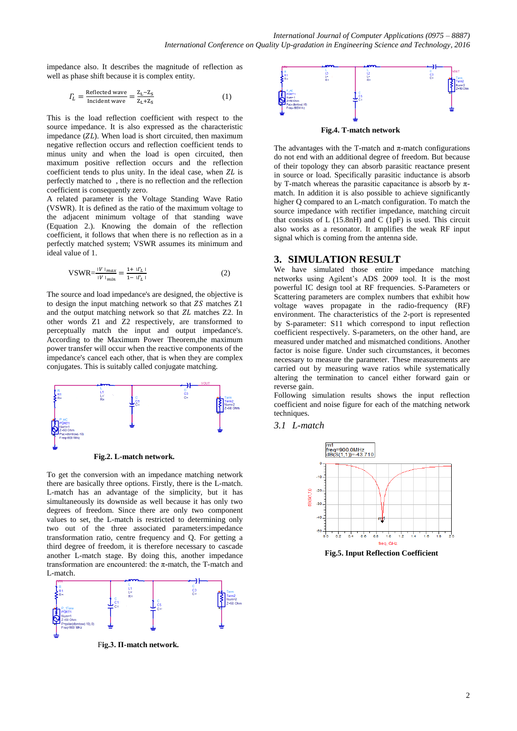impedance also. It describes the magnitude of reflection as well as phase shift because it is complex entity.

$$\Gamma_L = \frac{\text{Reflected wave}}{\text{Incident wave}} = \frac{Z_L - Z_S}{Z_L + Z_S} \qquad (1)$$

This is the load reflection coefficient with respect to the source impedance. It is also expressed as the characteristic impedance ($ZL$). When load is short circuited, then maximum negative reflection occurs and reflection coefficient tends to minus unity and when the load is open circuited, then maximum positive reflection occurs and the reflection coefficient tends to plus unity. In the ideal case, when $ZL$ is perfectly matched to , there is no reflection and the reflection coefficient is consequently zero.

A related parameter is the Voltage Standing Wave Ratio (VSWR). It is defined as the ratio of the maximum voltage to the adjacent minimum voltage of that standing wave (Equation 2.). Knowing the domain of the reflection coefficient, it follows that when there is no reflection as in a perfectly matched system; VSWR assumes its minimum and ideal value of 1.

$$\text{VSWR} = \frac{|V|_{max}}{|V|_{min}} = \frac{1 + |\Gamma_L|}{1 - |\Gamma_L|} \qquad (2)$$

The source and load impedance's are designed, the objective is to design the input matching network so that $ZS$ matches Z1 and the output matching network so that $ZL$ matches Z2. In other words Z1 and Z2 respectively, are transformed to perceptually match the input and output impedance's. According to the Maximum Power Theorem,the maximum power transfer will occur when the reactive components of the impedance's cancel each other, that is when they are complex conjugates. This is suitably called conjugate matching.

**Fig.2. L-match network.**

To get the conversion with an impedance matching network there are basically three options. Firstly, there is the L-match. L-match has an advantage of the simplicity, but it has simultaneously its downside as well because it has only two degrees of freedom. Since there are only two component values to set, the L-match is restricted to determining only two out of the three associated parameters:impedance transformation ratio, centre frequency and Q. For getting a third degree of freedom, it is therefore necessary to cascade another L-match stage. By doing this, another impedance transformation are encountered: the π-match, the T-match and L-match.

**Fig.3. Π-match network.**

**Fig.4. T-match network**

The advantages with the T-match and π-match configurations do not end with an additional degree of freedom. But because of their topology they can absorb parasitic reactance present in source or load. Specifically parasitic inductance is absorb by T-match whereas the parasitic capacitance is absorb by π-match. In addition it is also possible to achieve significantly higher Q compared to an L-match configuration. To match the source impedance with rectifier impedance, matching circuit that consists of L (15.8nH) and C (1pF) is used. This circuit also works as a resonator. It amplifies the weak RF input signal which is coming from the antenna side.

## 3. SIMULATION RESULT

We have simulated those entire impedance matching networks using Agilent's ADS 2009 tool. It is the most powerful IC design tool at RF frequencies. S-Parameters or Scattering parameters are complex numbers that exhibit how voltage waves propagate in the radio-frequency (RF) environment. The characteristics of the 2-port is represented by S-parameter: S11 which correspond to input reflection coefficient respectively. S-parameters, on the other hand, are measured under matched and mismatched conditions. Another factor is noise figure. Under such circumstances, it becomes necessary to measure the parameter. These measurements are carried out by measuring wave ratios while systematically altering the termination to cancel either forward gain or reverse gain.

Following simulation results shows the input reflection coefficient and noise figure for each of the matching network techniques.

### *3.1 L-match*

**Fig.5. Input Reflection Coefficient**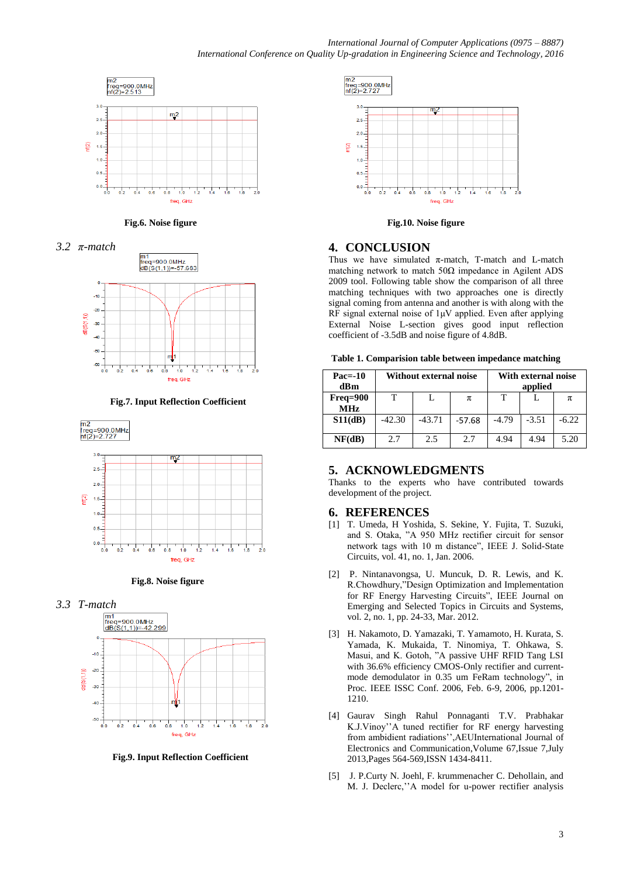Fig.6. Noise figure

### 3.2 π-match

Fig.7. Input Reflection Coefficient

Fig.8. Noise figure

### 3.3 T-match

Fig.9. Input Reflection Coefficient

Fig.10. Noise figure

## 4. CONCLUSION

Thus we have simulated π-match, T-match and L-match matching network to match 50Ω impedance in Agilent ADS 2009 tool. Following table show the comparison of all three matching techniques with two approaches one is directly signal coming from antenna and another is with along with the RF signal external noise of 1μV applied. Even after applying External Noise L-section gives good input reflection coefficient of -3.5dB and noise figure of 4.8dB.

**Table 1. Comparision table between impedance matching**

| Pac=-10 dBm | Without external noise | | | With external noise applied | | |
|---|---|---|---|---|---|---|
| Freq=900 MHz | T | L | π | T | L | π |
| S11(dB) | -42.30 | -43.71 | -57.68 | -4.79 | -3.51 | -6.22 |
| NF(dB) | 2.7 | 2.5 | 2.7 | 4.94 | 4.94 | 5.20 |

## 5. ACKNOWLEDGMENTS

Thanks to the experts who have contributed towards development of the project.

## 6. REFERENCES

[1] T. Umeda, H Yoshida, S. Sekine, Y. Fujita, T. Suzuki, and S. Otaka, "A 950 MHz rectifier circuit for sensor network tags with 10 m distance", IEEE J. Solid-State Circuits, vol. 41, no. 1, Jan. 2006.

[2] P. Nintanavongsa, U. Muncuk, D. R. Lewis, and K. R.Chowdhury,"Design Optimization and Implementation for RF Energy Harvesting Circuits", IEEE Journal on Emerging and Selected Topics in Circuits and Systems, vol. 2, no. 1, pp. 24-33, Mar. 2012.

[3] H. Nakamoto, D. Yamazaki, T. Yamamoto, H. Kurata, S. Yamada, K. Mukaida, T. Ninomiya, T. Ohkawa, S. Masui, and K. Gotoh, "A passive UHF RFID Tang LSI with 36.6% efficiency CMOS-Only rectifier and current-mode demodulator in 0.35 um FeRam technology", in Proc. IEEE ISSC Conf. 2006, Feb. 6-9, 2006, pp.1201-1210.

[4] Gaurav Singh Rahul Ponnaganti T.V. Prabhakar K.J.Vinoy''A tuned rectifier for RF energy harvesting from ambident radiations'',AEUInternational Journal of Electronics and Communication,Volume 67,Issue 7,July 2013,Pages 564-569,ISSN 1434-8411.

[5] J. P.Curty N. Joehl, F. krummenacher C. Dehollain, and M. J. Declerc,''A model for u-power rectifier analysis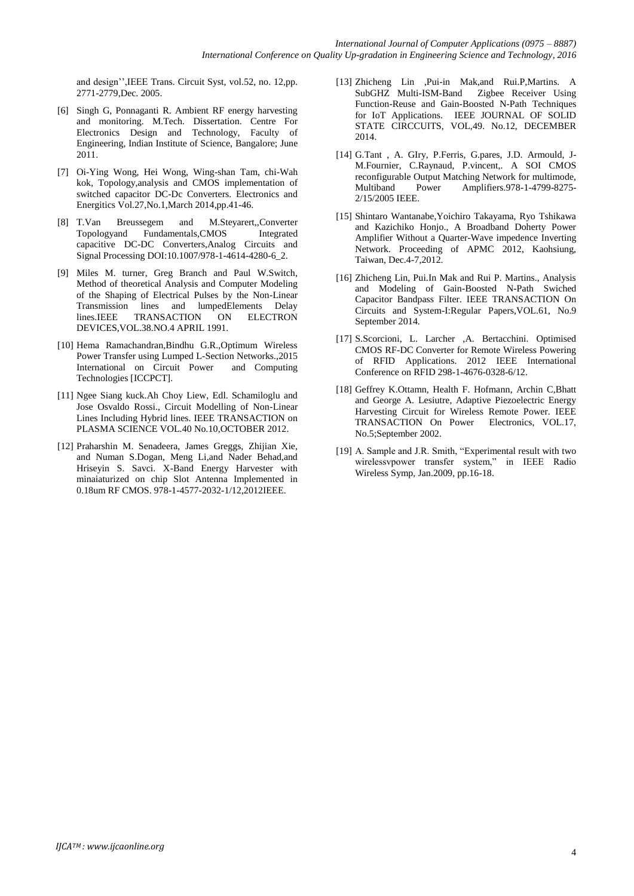and design'',IEEE Trans. Circuit Syst, vol.52, no. 12,pp. 2771-2779,Dec. 2005.

[6] Singh G, Ponnaganti R. Ambient RF energy harvesting and monitoring. M.Tech. Dissertation. Centre For Electronics Design and Technology, Faculty of Engineering, Indian Institute of Science, Bangalore; June 2011.

[7] Oi-Ying Wong, Hei Wong, Wing-shan Tam, chi-Wah kok, Topology,analysis and CMOS implementation of switched capacitor DC-Dc Converters. Electronics and Energitics Vol.27,No.1,March 2014,pp.41-46.

[8] T.Van Breussegem and M.Steyarert,,Converter Topologyand Fundamentals,CMOS Integrated capacitive DC-DC Converters,Analog Circuits and Signal Processing DOI:10.1007/978-1-4614-4280-6_2.

[9] Miles M. turner, Greg Branch and Paul W.Switch, Method of theoretical Analysis and Computer Modeling of the Shaping of Electrical Pulses by the Non-Linear Transmission lines and lumpedElements Delay lines.IEEE TRANSACTION ON ELECTRON DEVICES,VOL.38.NO.4 APRIL 1991.

[10] Hema Ramachandran,Bindhu G.R.,Optimum Wireless Power Transfer using Lumped L-Section Networks.,2015 International on Circuit Power and Computing Technologies [ICCPCT].

[11] Ngee Siang kuck.Ah Choy Liew, Edl. Schamiloglu and Jose Osvaldo Rossi., Circuit Modelling of Non-Linear Lines Including Hybrid lines. IEEE TRANSACTION on PLASMA SCIENCE VOL.40 No.10,OCTOBER 2012.

[12] Praharshin M. Senadeera, James Greggs, Zhijian Xie, and Numan S.Dogan, Meng Li,and Nader Behad,and Hriseyin S. Savci. X-Band Energy Harvester with minaiaturized on chip Slot Antenna Implemented in 0.18um RF CMOS. 978-1-4577-2032-1/12,2012IEEE.

[13] Zhicheng Lin ,Pui-in Mak,and Rui.P,Martins. A SubGHZ Multi-ISM-Band Zigbee Receiver Using Function-Reuse and Gain-Boosted N-Path Techniques for IoT Applications. IEEE JOURNAL OF SOLID STATE CIRCCUITS, VOL,49. No.12, DECEMBER 2014.

[14] G.Tant , A. GIry, P.Ferris, G.pares, J.D. Armould, J-M.Fournier, C.Raynaud, P.vincent,. A SOI CMOS reconfigurable Output Matching Network for multimode, Multiband Power Amplifiers.978-1-4799-8275-2/15/2005 IEEE.

[15] Shintaro Wantanabe,Yoichiro Takayama, Ryo Tshikawa and Kazichiko Honjo., A Broadband Doherty Power Amplifier Without a Quarter-Wave impedence Inverting Network. Proceeding of APMC 2012, Kaohsiung, Taiwan, Dec.4-7,2012.

[16] Zhicheng Lin, Pui.In Mak and Rui P. Martins., Analysis and Modeling of Gain-Boosted N-Path Swiched Capacitor Bandpass Filter. IEEE TRANSACTION On Circuits and System-I:Regular Papers,VOL.61, No.9 September 2014.

[17] S.Scorcioni, L. Larcher ,A. Bertacchini. Optimised CMOS RF-DC Converter for Remote Wireless Powering of RFID Applications. 2012 IEEE International Conference on RFID 298-1-4676-0328-6/12.

[18] Geffrey K.Ottamn, Health F. Hofmann, Archin C,Bhatt and George A. Lesiutre, Adaptive Piezoelectric Energy Harvesting Circuit for Wireless Remote Power. IEEE TRANSACTION On Power Electronics, VOL.17, No.5;September 2002.

[19] A. Sample and J.R. Smith, "Experimental result with two wirelessvpower transfer system," in IEEE Radio Wireless Symp, Jan.2009, pp.16-18.